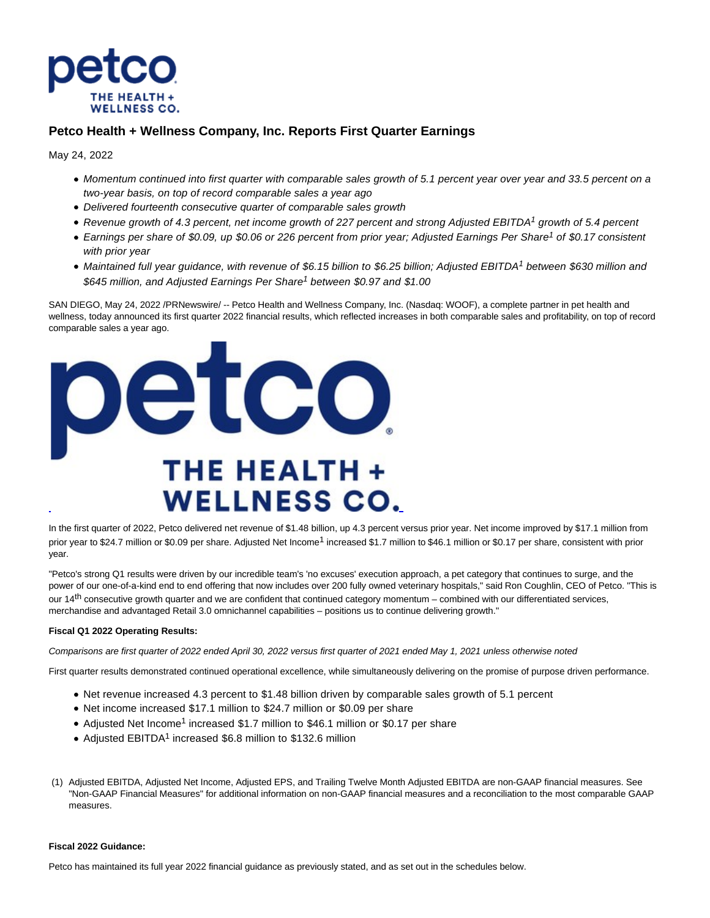# Petco Health + Wellness Company, Inc. Reports First Quarter Earnings

May 24, 2022

- *Momentum continued into first quarter with comparable sales growth of 5.1 percent year over year and 33.5 percent on a two-year basis, on top of record comparable sales a year ago*
- *Delivered fourteenth consecutive quarter of comparable sales growth*
- *Revenue growth of 4.3 percent, net income growth of 227 percent and strong Adjusted EBITDA[1] growth of 5.4 percent*
- *Earnings per share of $0.09, up $0.06 or 226 percent from prior year; Adjusted Earnings Per Share[1] of $0.17 consistent with prior year*
- *Maintained full year guidance, with revenue of $6.15 billion to $6.25 billion; Adjusted EBITDA[1] between $630 million and $645 million, and Adjusted Earnings Per Share[1] between $0.97 and $1.00*

SAN DIEGO, May 24, 2022 /PRNewswire/ -- Petco Health and Wellness Company, Inc. (Nasdaq: WOOF), a complete partner in pet health and wellness, today announced its first quarter 2022 financial results, which reflected increases in both comparable sales and profitability, on top of record comparable sales a year ago.

In the first quarter of 2022, Petco delivered net revenue of $1.48 billion, up 4.3 percent versus prior year. Net income improved by $17.1 million from prior year to $24.7 million or $0.09 per share. Adjusted Net Income[1] increased $1.7 million to $46.1 million or $0.17 per share, consistent with prior year.

"Petco's strong Q1 results were driven by our incredible team's 'no excuses' execution approach, a pet category that continues to surge, and the power of our one-of-a-kind end to end offering that now includes over 200 fully owned veterinary hospitals," said Ron Coughlin, CEO of Petco. "This is our 14th consecutive growth quarter and we are confident that continued category momentum – combined with our differentiated services, merchandise and advantaged Retail 3.0 omnichannel capabilities – positions us to continue delivering growth."

**Fiscal Q1 2022 Operating Results:**

*Comparisons are first quarter of 2022 ended April 30, 2022 versus first quarter of 2021 ended May 1, 2021 unless otherwise noted*

First quarter results demonstrated continued operational excellence, while simultaneously delivering on the promise of purpose driven performance.

- Net revenue increased 4.3 percent to $1.48 billion driven by comparable sales growth of 5.1 percent
- Net income increased $17.1 million to $24.7 million or $0.09 per share
- Adjusted Net Income[1] increased $1.7 million to $46.1 million or $0.17 per share
- Adjusted EBITDA[1] increased $6.8 million to $132.6 million

(1) Adjusted EBITDA, Adjusted Net Income, Adjusted EPS, and Trailing Twelve Month Adjusted EBITDA are non-GAAP financial measures. See "Non-GAAP Financial Measures" for additional information on non-GAAP financial measures and a reconciliation to the most comparable GAAP measures.

**Fiscal 2022 Guidance:**

Petco has maintained its full year 2022 financial guidance as previously stated, and as set out in the schedules below.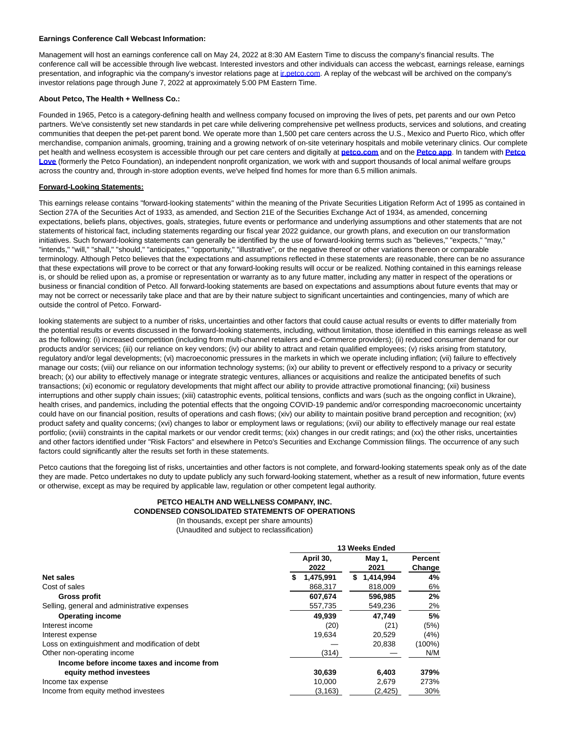**Earnings Conference Call Webcast Information:**

Management will host an earnings conference call on May 24, 2022 at 8:30 AM Eastern Time to discuss the company's financial results. The conference call will be accessible through live webcast. Interested investors and other individuals can access the webcast, earnings release, earnings presentation, and infographic via the company's investor relations page at ir.petco.com. A replay of the webcast will be archived on the company's investor relations page through June 7, 2022 at approximately 5:00 PM Eastern Time.

**About Petco, The Health + Wellness Co.:**

Founded in 1965, Petco is a category-defining health and wellness company focused on improving the lives of pets, pet parents and our own Petco partners. We've consistently set new standards in pet care while delivering comprehensive pet wellness products, services and solutions, and creating communities that deepen the pet-pet parent bond. We operate more than 1,500 pet care centers across the U.S., Mexico and Puerto Rico, which offer merchandise, companion animals, grooming, training and a growing network of on-site veterinary hospitals and mobile veterinary clinics. Our complete pet health and wellness ecosystem is accessible through our pet care centers and digitally at **petco.com** and on the **Petco app**. In tandem with **Petco Love** (formerly the Petco Foundation), an independent nonprofit organization, we work with and support thousands of local animal welfare groups across the country and, through in-store adoption events, we've helped find homes for more than 6.5 million animals.

**Forward-Looking Statements:**

This earnings release contains "forward-looking statements" within the meaning of the Private Securities Litigation Reform Act of 1995 as contained in Section 27A of the Securities Act of 1933, as amended, and Section 21E of the Securities Exchange Act of 1934, as amended, concerning expectations, beliefs plans, objectives, goals, strategies, future events or performance and underlying assumptions and other statements that are not statements of historical fact, including statements regarding our fiscal year 2022 guidance, our growth plans, and execution on our transformation initiatives. Such forward-looking statements can generally be identified by the use of forward-looking terms such as "believes," "expects," "may," "intends," "will," "shall," "should," "anticipates," "opportunity," "illustrative", or the negative thereof or other variations thereon or comparable terminology. Although Petco believes that the expectations and assumptions reflected in these statements are reasonable, there can be no assurance that these expectations will prove to be correct or that any forward-looking results will occur or be realized. Nothing contained in this earnings release is, or should be relied upon as, a promise or representation or warranty as to any future matter, including any matter in respect of the operations or business or financial condition of Petco. All forward-looking statements are based on expectations and assumptions about future events that may or may not be correct or necessarily take place and that are by their nature subject to significant uncertainties and contingencies, many of which are outside the control of Petco. Forward-looking statements are subject to a number of risks, uncertainties and other factors that could cause actual results or events to differ materially from the potential results or events discussed in the forward-looking statements, including, without limitation, those identified in this earnings release as well as the following: (i) increased competition (including from multi-channel retailers and e-Commerce providers); (ii) reduced consumer demand for our products and/or services; (iii) our reliance on key vendors; (iv) our ability to attract and retain qualified employees; (v) risks arising from statutory, regulatory and/or legal developments; (vi) macroeconomic pressures in the markets in which we operate including inflation; (vii) failure to effectively manage our costs; (viii) our reliance on our information technology systems; (ix) our ability to prevent or effectively respond to a privacy or security breach; (x) our ability to effectively manage or integrate strategic ventures, alliances or acquisitions and realize the anticipated benefits of such transactions; (xi) economic or regulatory developments that might affect our ability to provide attractive promotional financing; (xii) business interruptions and other supply chain issues; (xiii) catastrophic events, political tensions, conflicts and wars (such as the ongoing conflict in Ukraine), health crises, and pandemics, including the potential effects that the ongoing COVID-19 pandemic and/or corresponding macroeconomic uncertainty could have on our financial position, results of operations and cash flows; (xiv) our ability to maintain positive brand perception and recognition; (xv) product safety and quality concerns; (xvi) changes to labor or employment laws or regulations; (xvii) our ability to effectively manage our real estate portfolio; (xviii) constraints in the capital markets or our vendor credit terms; (xix) changes in our credit ratings; and (xx) the other risks, uncertainties and other factors identified under "Risk Factors" and elsewhere in Petco's Securities and Exchange Commission filings. The occurrence of any such factors could significantly alter the results set forth in these statements.

Petco cautions that the foregoing list of risks, uncertainties and other factors is not complete, and forward-looking statements speak only as of the date they are made. Petco undertakes no duty to update publicly any such forward-looking statement, whether as a result of new information, future events or otherwise, except as may be required by applicable law, regulation or other competent legal authority.

**PETCO HEALTH AND WELLNESS COMPANY, INC.**
**CONDENSED CONSOLIDATED STATEMENTS OF OPERATIONS**
(In thousands, except per share amounts)
(Unaudited and subject to reclassification)

| | 13 Weeks Ended | | |
|---|---|---|---|
| | April 30, 2022 | May 1, 2021 | Percent Change |
| **Net sales** | $ 1,475,991 | $ 1,414,994 | 4% |
| Cost of sales | 868,317 | 818,009 | 6% |
| **Gross profit** | 607,674 | 596,985 | 2% |
| Selling, general and administrative expenses | 557,735 | 549,236 | 2% |
| **Operating income** | 49,939 | 47,749 | 5% |
| Interest income | (20) | (21) | (5%) |
| Interest expense | 19,634 | 20,529 | (4%) |
| Loss on extinguishment and modification of debt | — | 20,838 | (100%) |
| Other non-operating income | (314) | — | N/M |
| **Income before income taxes and income from equity method investees** | 30,639 | 6,403 | 379% |
| Income tax expense | 10,000 | 2,679 | 273% |
| Income from equity method investees | (3,163) | (2,425) | 30% |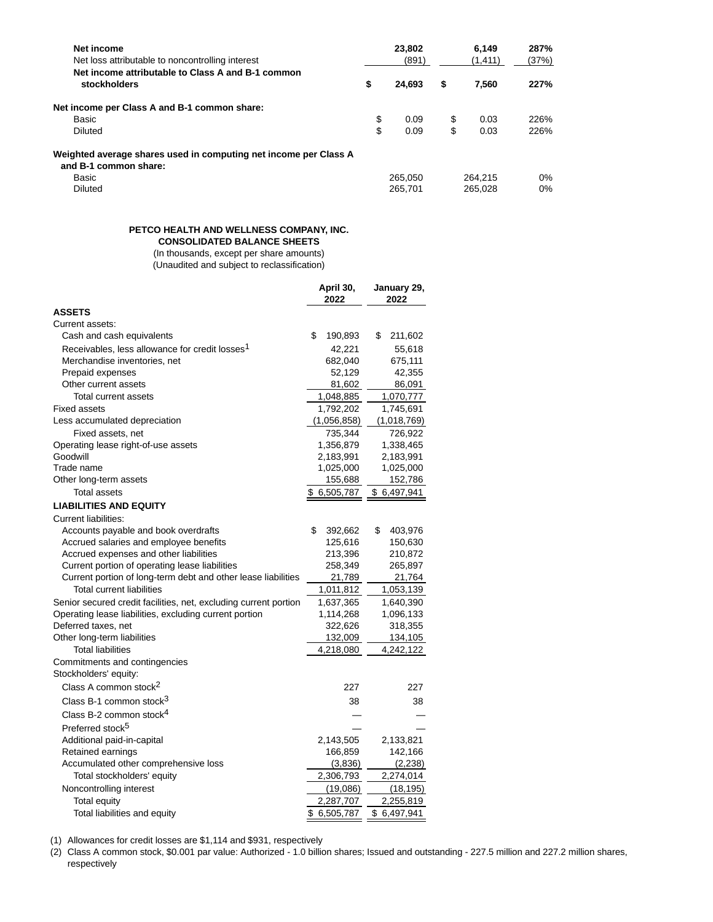| | | | |
|---|---|---|---|
| **Net income** | **23,802** | **6,149** | **287%** |
| Net loss attributable to noncontrolling interest | (891) | (1,411) | (37%) |
| **Net income attributable to Class A and B-1 common stockholders** | **$ 24,693** | **$ 7,560** | **227%** |
| | | | |
| **Net income per Class A and B-1 common share:** | | | |
| Basic | $ 0.09 | $ 0.03 | 226% |
| Diluted | $ 0.09 | $ 0.03 | 226% |
| | | | |
| **Weighted average shares used in computing net income per Class A and B-1 common share:** | | | |
| Basic | 265,050 | 264,215 | 0% |
| Diluted | 265,701 | 265,028 | 0% |

**PETCO HEALTH AND WELLNESS COMPANY, INC.**
**CONSOLIDATED BALANCE SHEETS**
(In thousands, except per share amounts)
(Unaudited and subject to reclassification)

| | **April 30, 2022** | **January 29, 2022** |
|---|---|---|
| **ASSETS** | | |
| Current assets: | | |
| Cash and cash equivalents | $ 190,893 | $ 211,602 |
| Receivables, less allowance for credit losses[1] | 42,221 | 55,618 |
| Merchandise inventories, net | 682,040 | 675,111 |
| Prepaid expenses | 52,129 | 42,355 |
| Other current assets | 81,602 | 86,091 |
| Total current assets | 1,048,885 | 1,070,777 |
| Fixed assets | 1,792,202 | 1,745,691 |
| Less accumulated depreciation | (1,056,858) | (1,018,769) |
| Fixed assets, net | 735,344 | 726,922 |
| Operating lease right-of-use assets | 1,356,879 | 1,338,465 |
| Goodwill | 2,183,991 | 2,183,991 |
| Trade name | 1,025,000 | 1,025,000 |
| Other long-term assets | 155,688 | 152,786 |
| Total assets | $ 6,505,787 | $ 6,497,941 |
| **LIABILITIES AND EQUITY** | | |
| Current liabilities: | | |
| Accounts payable and book overdrafts | $ 392,662 | $ 403,976 |
| Accrued salaries and employee benefits | 125,616 | 150,630 |
| Accrued expenses and other liabilities | 213,396 | 210,872 |
| Current portion of operating lease liabilities | 258,349 | 265,897 |
| Current portion of long-term debt and other lease liabilities | 21,789 | 21,764 |
| Total current liabilities | 1,011,812 | 1,053,139 |
| Senior secured credit facilities, net, excluding current portion | 1,637,365 | 1,640,390 |
| Operating lease liabilities, excluding current portion | 1,114,268 | 1,096,133 |
| Deferred taxes, net | 322,626 | 318,355 |
| Other long-term liabilities | 132,009 | 134,105 |
| Total liabilities | 4,218,080 | 4,242,122 |
| Commitments and contingencies | | |
| Stockholders' equity: | | |
| Class A common stock[2] | 227 | 227 |
| Class B-1 common stock[3] | 38 | 38 |
| Class B-2 common stock[4] | — | — |
| Preferred stock[5] | — | — |
| Additional paid-in-capital | 2,143,505 | 2,133,821 |
| Retained earnings | 166,859 | 142,166 |
| Accumulated other comprehensive loss | (3,836) | (2,238) |
| Total stockholders' equity | 2,306,793 | 2,274,014 |
| Noncontrolling interest | (19,086) | (18,195) |
| Total equity | 2,287,707 | 2,255,819 |
| Total liabilities and equity | $ 6,505,787 | $ 6,497,941 |

(1) Allowances for credit losses are $1,114 and $931, respectively

(2) Class A common stock, $0.001 par value: Authorized - 1.0 billion shares; Issued and outstanding - 227.5 million and 227.2 million shares, respectively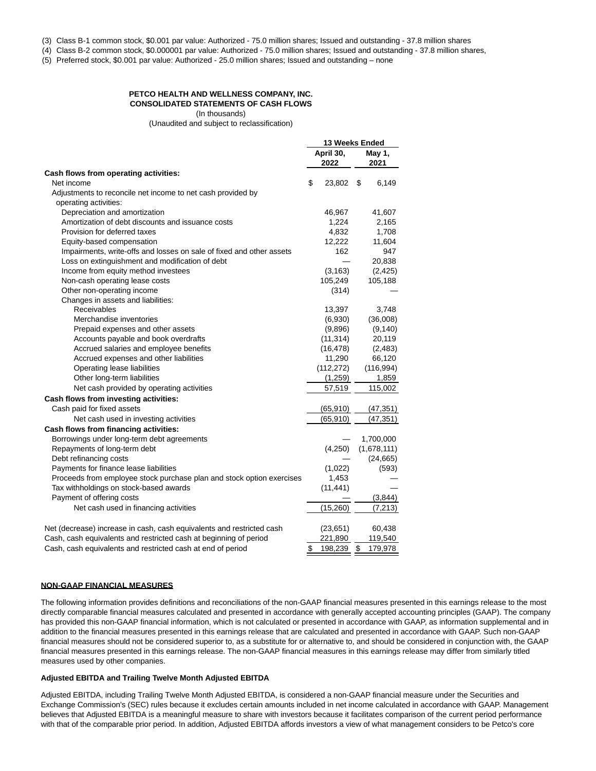(3) Class B-1 common stock, $0.001 par value: Authorized - 75.0 million shares; Issued and outstanding - 37.8 million shares
(4) Class B-2 common stock, $0.000001 par value: Authorized - 75.0 million shares; Issued and outstanding - 37.8 million shares,
(5) Preferred stock, $0.001 par value: Authorized - 25.0 million shares; Issued and outstanding – none

**PETCO HEALTH AND WELLNESS COMPANY, INC.**
**CONSOLIDATED STATEMENTS OF CASH FLOWS**
(In thousands)
(Unaudited and subject to reclassification)

| | 13 Weeks Ended | |
|---|---|---|
| | April 30, 2022 | May 1, 2021 |
| **Cash flows from operating activities:** | | |
| Net income | $ 23,802 | $ 6,149 |
| Adjustments to reconcile net income to net cash provided by operating activities: | | |
| Depreciation and amortization | 46,967 | 41,607 |
| Amortization of debt discounts and issuance costs | 1,224 | 2,165 |
| Provision for deferred taxes | 4,832 | 1,708 |
| Equity-based compensation | 12,222 | 11,604 |
| Impairments, write-offs and losses on sale of fixed and other assets | 162 | 947 |
| Loss on extinguishment and modification of debt | — | 20,838 |
| Income from equity method investees | (3,163) | (2,425) |
| Non-cash operating lease costs | 105,249 | 105,188 |
| Other non-operating income | (314) | — |
| Changes in assets and liabilities: | | |
| Receivables | 13,397 | 3,748 |
| Merchandise inventories | (6,930) | (36,008) |
| Prepaid expenses and other assets | (9,896) | (9,140) |
| Accounts payable and book overdrafts | (11,314) | 20,119 |
| Accrued salaries and employee benefits | (16,478) | (2,483) |
| Accrued expenses and other liabilities | 11,290 | 66,120 |
| Operating lease liabilities | (112,272) | (116,994) |
| Other long-term liabilities | (1,259) | 1,859 |
| Net cash provided by operating activities | 57,519 | 115,002 |
| **Cash flows from investing activities:** | | |
| Cash paid for fixed assets | (65,910) | (47,351) |
| Net cash used in investing activities | (65,910) | (47,351) |
| **Cash flows from financing activities:** | | |
| Borrowings under long-term debt agreements | — | 1,700,000 |
| Repayments of long-term debt | (4,250) | (1,678,111) |
| Debt refinancing costs | — | (24,665) |
| Payments for finance lease liabilities | (1,022) | (593) |
| Proceeds from employee stock purchase plan and stock option exercises | 1,453 | — |
| Tax withholdings on stock-based awards | (11,441) | — |
| Payment of offering costs | — | (3,844) |
| Net cash used in financing activities | (15,260) | (7,213) |
| Net (decrease) increase in cash, cash equivalents and restricted cash | (23,651) | 60,438 |
| Cash, cash equivalents and restricted cash at beginning of period | 221,890 | 119,540 |
| Cash, cash equivalents and restricted cash at end of period | $ 198,239 | $ 179,978 |

**NON-GAAP FINANCIAL MEASURES**

The following information provides definitions and reconciliations of the non-GAAP financial measures presented in this earnings release to the most directly comparable financial measures calculated and presented in accordance with generally accepted accounting principles (GAAP). The company has provided this non-GAAP financial information, which is not calculated or presented in accordance with GAAP, as information supplemental and in addition to the financial measures presented in this earnings release that are calculated and presented in accordance with GAAP. Such non-GAAP financial measures should not be considered superior to, as a substitute for or alternative to, and should be considered in conjunction with, the GAAP financial measures presented in this earnings release. The non-GAAP financial measures in this earnings release may differ from similarly titled measures used by other companies.

**Adjusted EBITDA and Trailing Twelve Month Adjusted EBITDA**

Adjusted EBITDA, including Trailing Twelve Month Adjusted EBITDA, is considered a non-GAAP financial measure under the Securities and Exchange Commission's (SEC) rules because it excludes certain amounts included in net income calculated in accordance with GAAP. Management believes that Adjusted EBITDA is a meaningful measure to share with investors because it facilitates comparison of the current period performance with that of the comparable prior period. In addition, Adjusted EBITDA affords investors a view of what management considers to be Petco's core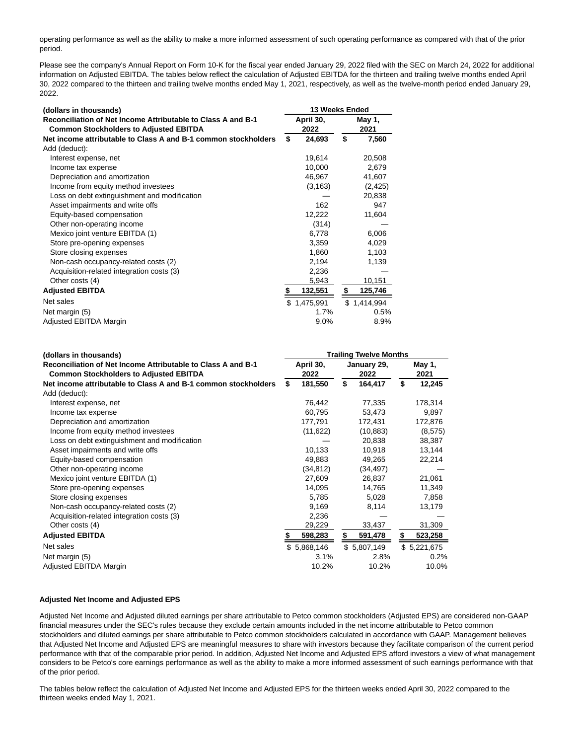operating performance as well as the ability to make a more informed assessment of such operating performance as compared with that of the prior period.

Please see the company's Annual Report on Form 10-K for the fiscal year ended January 29, 2022 filed with the SEC on March 24, 2022 for additional information on Adjusted EBITDA. The tables below reflect the calculation of Adjusted EBITDA for the thirteen and trailing twelve months ended April 30, 2022 compared to the thirteen and trailing twelve months ended May 1, 2021, respectively, as well as the twelve-month period ended January 29, 2022.

| (dollars in thousands) | 13 Weeks Ended | |
|---|---|---|
| **Reconciliation of Net Income Attributable to Class A and B-1 Common Stockholders to Adjusted EBITDA** | **April 30, 2022** | **May 1, 2021** |
| **Net income attributable to Class A and B-1 common stockholders** | **$ 24,693** | **$ 7,560** |
| Add (deduct): | | |
| Interest expense, net | 19,614 | 20,508 |
| Income tax expense | 10,000 | 2,679 |
| Depreciation and amortization | 46,967 | 41,607 |
| Income from equity method investees | (3,163) | (2,425) |
| Loss on debt extinguishment and modification | — | 20,838 |
| Asset impairments and write offs | 162 | 947 |
| Equity-based compensation | 12,222 | 11,604 |
| Other non-operating income | (314) | — |
| Mexico joint venture EBITDA (1) | 6,778 | 6,006 |
| Store pre-opening expenses | 3,359 | 4,029 |
| Store closing expenses | 1,860 | 1,103 |
| Non-cash occupancy-related costs (2) | 2,194 | 1,139 |
| Acquisition-related integration costs (3) | 2,236 | — |
| Other costs (4) | 5,943 | 10,151 |
| **Adjusted EBITDA** | **$ 132,551** | **$ 125,746** |
| Net sales | $ 1,475,991 | $ 1,414,994 |
| Net margin (5) | 1.7% | 0.5% |
| Adjusted EBITDA Margin | 9.0% | 8.9% |

| (dollars in thousands) | Trailing Twelve Months | | |
|---|---|---|---|
| **Reconciliation of Net Income Attributable to Class A and B-1 Common Stockholders to Adjusted EBITDA** | **April 30, 2022** | **January 29, 2022** | **May 1, 2021** |
| **Net income attributable to Class A and B-1 common stockholders** | **$ 181,550** | **$ 164,417** | **$ 12,245** |
| Add (deduct): | | | |
| Interest expense, net | 76,442 | 77,335 | 178,314 |
| Income tax expense | 60,795 | 53,473 | 9,897 |
| Depreciation and amortization | 177,791 | 172,431 | 172,876 |
| Income from equity method investees | (11,622) | (10,883) | (8,575) |
| Loss on debt extinguishment and modification | — | 20,838 | 38,387 |
| Asset impairments and write offs | 10,133 | 10,918 | 13,144 |
| Equity-based compensation | 49,883 | 49,265 | 22,214 |
| Other non-operating income | (34,812) | (34,497) | — |
| Mexico joint venture EBITDA (1) | 27,609 | 26,837 | 21,061 |
| Store pre-opening expenses | 14,095 | 14,765 | 11,349 |
| Store closing expenses | 5,785 | 5,028 | 7,858 |
| Non-cash occupancy-related costs (2) | 9,169 | 8,114 | 13,179 |
| Acquisition-related integration costs (3) | 2,236 | — | — |
| Other costs (4) | 29,229 | 33,437 | 31,309 |
| **Adjusted EBITDA** | **$ 598,283** | **$ 591,478** | **$ 523,258** |
| Net sales | $ 5,868,146 | $ 5,807,149 | $ 5,221,675 |
| Net margin (5) | 3.1% | 2.8% | 0.2% |
| Adjusted EBITDA Margin | 10.2% | 10.2% | 10.0% |

**Adjusted Net Income and Adjusted EPS**

Adjusted Net Income and Adjusted diluted earnings per share attributable to Petco common stockholders (Adjusted EPS) are considered non-GAAP financial measures under the SEC's rules because they exclude certain amounts included in the net income attributable to Petco common stockholders and diluted earnings per share attributable to Petco common stockholders calculated in accordance with GAAP. Management believes that Adjusted Net Income and Adjusted EPS are meaningful measures to share with investors because they facilitate comparison of the current period performance with that of the comparable prior period. In addition, Adjusted Net Income and Adjusted EPS afford investors a view of what management considers to be Petco's core earnings performance as well as the ability to make a more informed assessment of such earnings performance with that of the prior period.

The tables below reflect the calculation of Adjusted Net Income and Adjusted EPS for the thirteen weeks ended April 30, 2022 compared to the thirteen weeks ended May 1, 2021.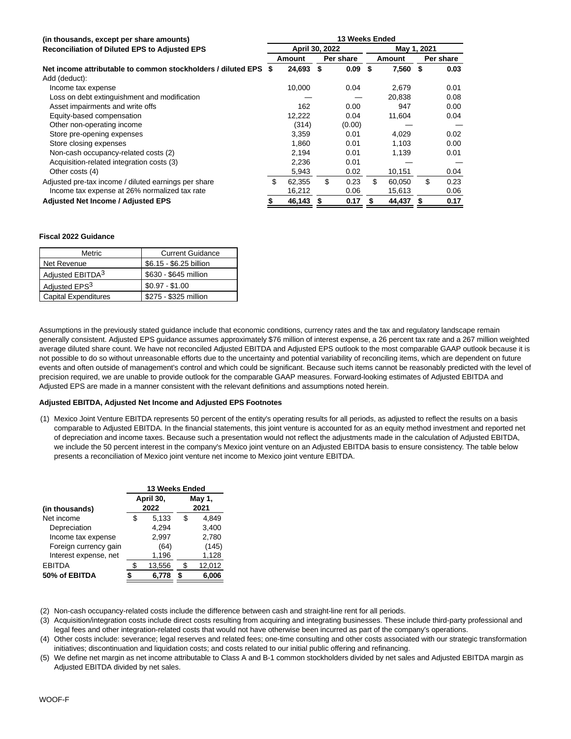| (in thousands, except per share amounts) | 13 Weeks Ended | | | |
|---|---|---|---|---|
| Reconciliation of Diluted EPS to Adjusted EPS | April 30, 2022 | | May 1, 2021 | |
| | Amount | Per share | Amount | Per share |
| **Net income attributable to common stockholders / diluted EPS** | **$ 24,693** | **$ 0.09** | **$ 7,560** | **$ 0.03** |
| Add (deduct): | | | | |
| Income tax expense | 10,000 | 0.04 | 2,679 | 0.01 |
| Loss on debt extinguishment and modification | — | — | 20,838 | 0.08 |
| Asset impairments and write offs | 162 | 0.00 | 947 | 0.00 |
| Equity-based compensation | 12,222 | 0.04 | 11,604 | 0.04 |
| Other non-operating income | (314) | (0.00) | — | — |
| Store pre-opening expenses | 3,359 | 0.01 | 4,029 | 0.02 |
| Store closing expenses | 1,860 | 0.01 | 1,103 | 0.00 |
| Non-cash occupancy-related costs (2) | 2,194 | 0.01 | 1,139 | 0.01 |
| Acquisition-related integration costs (3) | 2,236 | 0.01 | — | — |
| Other costs (4) | 5,943 | 0.02 | 10,151 | 0.04 |
| Adjusted pre-tax income / diluted earnings per share | $ 62,355 | $ 0.23 | $ 60,050 | $ 0.23 |
| Income tax expense at 26% normalized tax rate | 16,212 | 0.06 | 15,613 | 0.06 |
| **Adjusted Net Income / Adjusted EPS** | **$ 46,143** | **$ 0.17** | **$ 44,437** | **$ 0.17** |

**Fiscal 2022 Guidance**

| Metric | Current Guidance |
|---|---|
| Net Revenue | $6.15 - $6.25 billion |
| Adjusted EBITDA[3] | $630 - $645 million |
| Adjusted EPS[3] | $0.97 - $1.00 |
| Capital Expenditures | $275 - $325 million |

Assumptions in the previously stated guidance include that economic conditions, currency rates and the tax and regulatory landscape remain generally consistent. Adjusted EPS guidance assumes approximately $76 million of interest expense, a 26 percent tax rate and a 267 million weighted average diluted share count. We have not reconciled Adjusted EBITDA and Adjusted EPS outlook to the most comparable GAAP outlook because it is not possible to do so without unreasonable efforts due to the uncertainty and potential variability of reconciling items, which are dependent on future events and often outside of management's control and which could be significant. Because such items cannot be reasonably predicted with the level of precision required, we are unable to provide outlook for the comparable GAAP measures. Forward-looking estimates of Adjusted EBITDA and Adjusted EPS are made in a manner consistent with the relevant definitions and assumptions noted herein.

**Adjusted EBITDA, Adjusted Net Income and Adjusted EPS Footnotes**

(1) Mexico Joint Venture EBITDA represents 50 percent of the entity's operating results for all periods, as adjusted to reflect the results on a basis comparable to Adjusted EBITDA. In the financial statements, this joint venture is accounted for as an equity method investment and reported net of depreciation and income taxes. Because such a presentation would not reflect the adjustments made in the calculation of Adjusted EBITDA, we include the 50 percent interest in the company's Mexico joint venture on an Adjusted EBITDA basis to ensure consistency. The table below presents a reconciliation of Mexico joint venture net income to Mexico joint venture EBITDA.

| | 13 Weeks Ended | |
|---|---|---|
| (in thousands) | April 30, 2022 | May 1, 2021 |
| Net income | $ 5,133 | $ 4,849 |
| Depreciation | 4,294 | 3,400 |
| Income tax expense | 2,997 | 2,780 |
| Foreign currency gain | (64) | (145) |
| Interest expense, net | 1,196 | 1,128 |
| EBITDA | $ 13,556 | $ 12,012 |
| **50% of EBITDA** | **$ 6,778** | **$ 6,006** |

(2) Non-cash occupancy-related costs include the difference between cash and straight-line rent for all periods.

(3) Acquisition/integration costs include direct costs resulting from acquiring and integrating businesses. These include third-party professional and legal fees and other integration-related costs that would not have otherwise been incurred as part of the company's operations.

(4) Other costs include: severance; legal reserves and related fees; one-time consulting and other costs associated with our strategic transformation initiatives; discontinuation and liquidation costs; and costs related to our initial public offering and refinancing.

(5) We define net margin as net income attributable to Class A and B-1 common stockholders divided by net sales and Adjusted EBITDA margin as Adjusted EBITDA divided by net sales.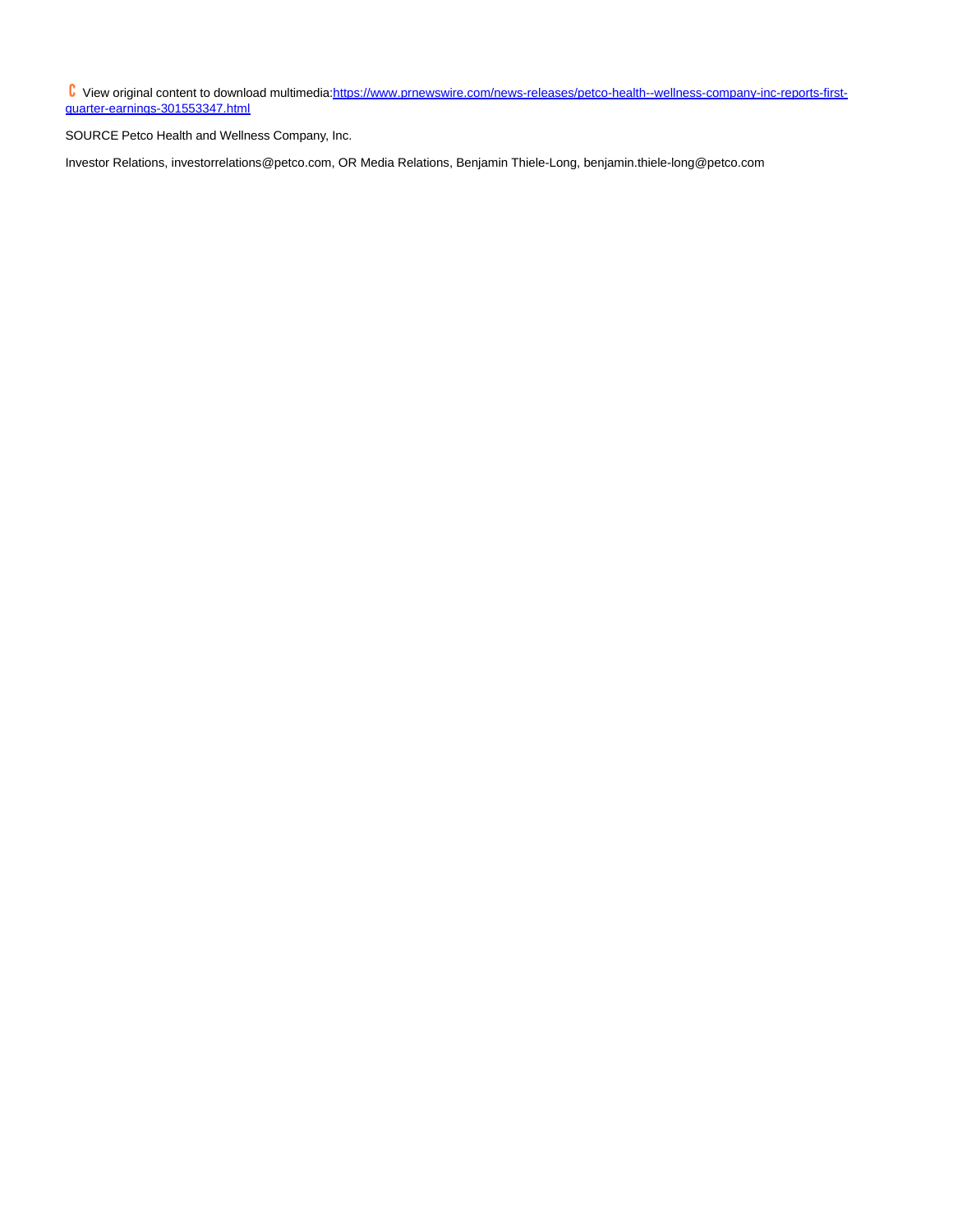View original content to download multimedia:[https://www.prnewswire.com/news-releases/petco-health--wellness-company-inc-reports-first-quarter-earnings-301553347.html](https://www.prnewswire.com/news-releases/petco-health--wellness-company-inc-reports-first-quarter-earnings-301553347.html)

SOURCE Petco Health and Wellness Company, Inc.

Investor Relations, investorrelations@petco.com, OR Media Relations, Benjamin Thiele-Long, benjamin.thiele-long@petco.com